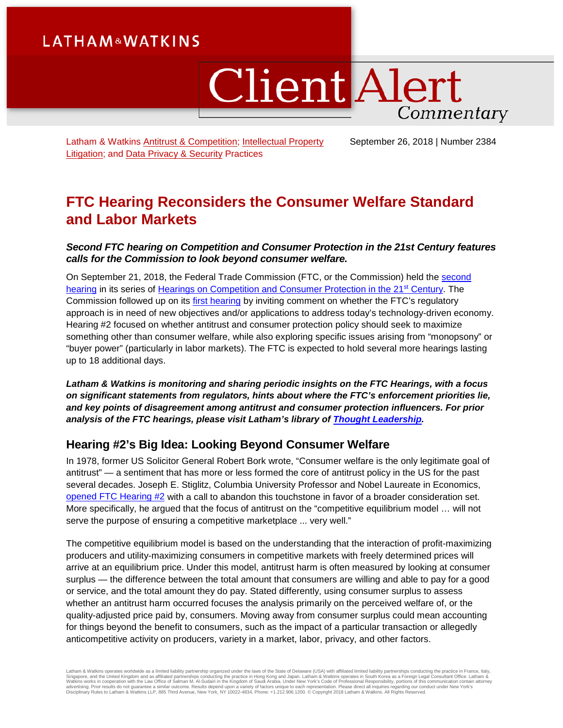Latham & Watkins Antitrust & Competition; Intellectual Property Litigation; and Data Privacy & Security Practices

September 26, 2018 | Number 2384

# FTC Hearing Reconsiders the Consumer Welfare Standard and Labor Markets

***Second FTC hearing on Competition and Consumer Protection in the 21st Century features calls for the Commission to look beyond consumer welfare.***

On September 21, 2018, the Federal Trade Commission (FTC, or the Commission) held the second hearing in its series of Hearings on Competition and Consumer Protection in the 21st Century. The Commission followed up on its first hearing by inviting comment on whether the FTC's regulatory approach is in need of new objectives and/or applications to address today's technology-driven economy. Hearing #2 focused on whether antitrust and consumer protection policy should seek to maximize something other than consumer welfare, while also exploring specific issues arising from "monopsony" or "buyer power" (particularly in labor markets). The FTC is expected to hold several more hearings lasting up to 18 additional days.

***Latham & Watkins is monitoring and sharing periodic insights on the FTC Hearings, with a focus on significant statements from regulators, hints about where the FTC's enforcement priorities lie, and key points of disagreement among antitrust and consumer protection influencers. For prior analysis of the FTC hearings, please visit Latham's library of Thought Leadership.***

## Hearing #2's Big Idea: Looking Beyond Consumer Welfare

In 1978, former US Solicitor General Robert Bork wrote, "Consumer welfare is the only legitimate goal of antitrust" — a sentiment that has more or less formed the core of antitrust policy in the US for the past several decades. Joseph E. Stiglitz, Columbia University Professor and Nobel Laureate in Economics, opened FTC Hearing #2 with a call to abandon this touchstone in favor of a broader consideration set. More specifically, he argued that the focus of antitrust on the "competitive equilibrium model … will not serve the purpose of ensuring a competitive marketplace ... very well."

The competitive equilibrium model is based on the understanding that the interaction of profit-maximizing producers and utility-maximizing consumers in competitive markets with freely determined prices will arrive at an equilibrium price. Under this model, antitrust harm is often measured by looking at consumer surplus — the difference between the total amount that consumers are willing and able to pay for a good or service, and the total amount they do pay. Stated differently, using consumer surplus to assess whether an antitrust harm occurred focuses the analysis primarily on the perceived welfare of, or the quality-adjusted price paid by, consumers. Moving away from consumer surplus could mean accounting for things beyond the benefit to consumers, such as the impact of a particular transaction or allegedly anticompetitive activity on producers, variety in a market, labor, privacy, and other factors.

Latham & Watkins operates worldwide as a limited liability partnership organized under the laws of the State of Delaware (USA) with affiliated limited liability partnerships conducting the practice in France, Italy, Singapore, and the United Kingdom and as affiliated partnerships conducting the practice in Hong Kong and Japan. Latham & Watkins operates in South Korea as a Foreign Legal Consultant Office. Latham & Watkins works in cooperation with the Law Office of Salman M. Al-Sudairi in the Kingdom of Saudi Arabia. Under New York's Code of Professional Responsibility, portions of this communication contain attorney advertising. Prior results do not guarantee a similar outcome. Results depend upon a variety of factors unique to each representation. Please direct all inquiries regarding our conduct under New York's Disciplinary Rules to Latham & Watkins LLP, 885 Third Avenue, New York, NY 10022-4834, Phone: +1.212.906.1200. © Copyright 2018 Latham & Watkins. All Rights Reserved.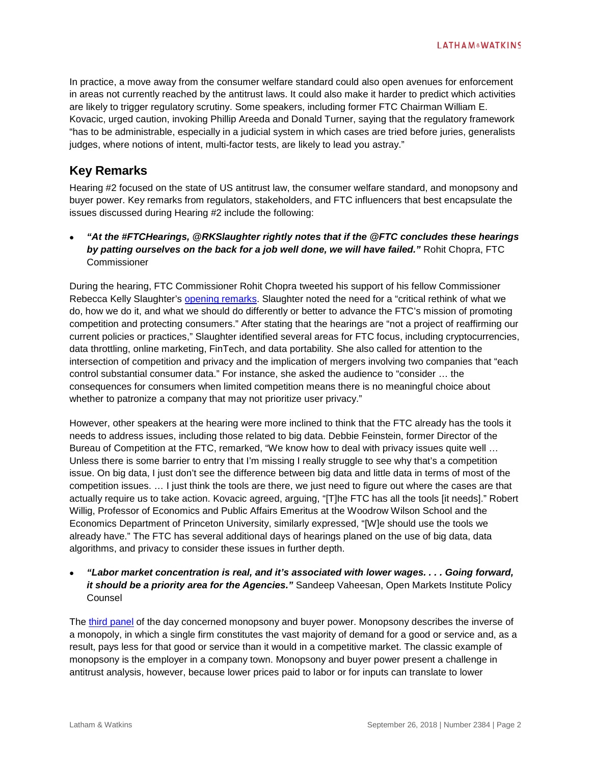In practice, a move away from the consumer welfare standard could also open avenues for enforcement in areas not currently reached by the antitrust laws. It could also make it harder to predict which activities are likely to trigger regulatory scrutiny. Some speakers, including former FTC Chairman William E. Kovacic, urged caution, invoking Phillip Areeda and Donald Turner, saying that the regulatory framework "has to be administrable, especially in a judicial system in which cases are tried before juries, generalists judges, where notions of intent, multi-factor tests, are likely to lead you astray."

## Key Remarks

Hearing #2 focused on the state of US antitrust law, the consumer welfare standard, and monopsony and buyer power. Key remarks from regulators, stakeholders, and FTC influencers that best encapsulate the issues discussed during Hearing #2 include the following:

- ***"At the #FTCHearings, @RKSlaughter rightly notes that if the @FTC concludes these hearings by patting ourselves on the back for a job well done, we will have failed."*** Rohit Chopra, FTC Commissioner

During the hearing, FTC Commissioner Rohit Chopra tweeted his support of his fellow Commissioner Rebecca Kelly Slaughter's opening remarks. Slaughter noted the need for a "critical rethink of what we do, how we do it, and what we should do differently or better to advance the FTC's mission of promoting competition and protecting consumers." After stating that the hearings are "not a project of reaffirming our current policies or practices," Slaughter identified several areas for FTC focus, including cryptocurrencies, data throttling, online marketing, FinTech, and data portability. She also called for attention to the intersection of competition and privacy and the implication of mergers involving two companies that "each control substantial consumer data." For instance, she asked the audience to "consider … the consequences for consumers when limited competition means there is no meaningful choice about whether to patronize a company that may not prioritize user privacy."

However, other speakers at the hearing were more inclined to think that the FTC already has the tools it needs to address issues, including those related to big data. Debbie Feinstein, former Director of the Bureau of Competition at the FTC, remarked, "We know how to deal with privacy issues quite well … Unless there is some barrier to entry that I'm missing I really struggle to see why that's a competition issue. On big data, I just don't see the difference between big data and little data in terms of most of the competition issues. … I just think the tools are there, we just need to figure out where the cases are that actually require us to take action. Kovacic agreed, arguing, "[T]he FTC has all the tools [it needs]." Robert Willig, Professor of Economics and Public Affairs Emeritus at the Woodrow Wilson School and the Economics Department of Princeton University, similarly expressed, "[W]e should use the tools we already have." The FTC has several additional days of hearings planed on the use of big data, data algorithms, and privacy to consider these issues in further depth.

- ***"Labor market concentration is real, and it's associated with lower wages. . . . Going forward, it should be a priority area for the Agencies."*** Sandeep Vaheesan, Open Markets Institute Policy Counsel

The third panel of the day concerned monopsony and buyer power. Monopsony describes the inverse of a monopoly, in which a single firm constitutes the vast majority of demand for a good or service and, as a result, pays less for that good or service than it would in a competitive market. The classic example of monopsony is the employer in a company town. Monopsony and buyer power present a challenge in antitrust analysis, however, because lower prices paid to labor or for inputs can translate to lower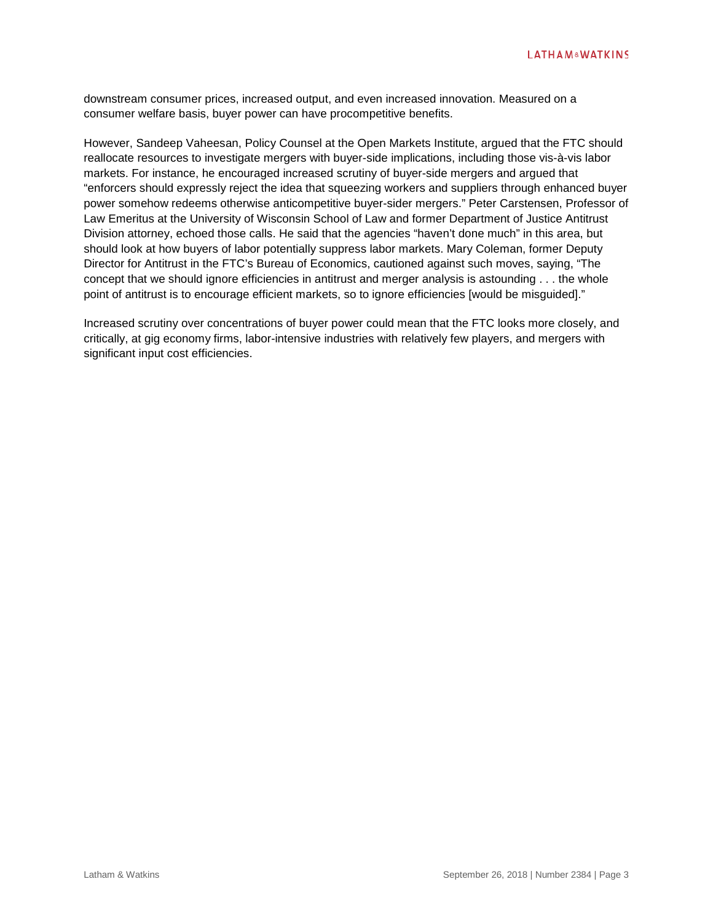downstream consumer prices, increased output, and even increased innovation. Measured on a consumer welfare basis, buyer power can have procompetitive benefits.

However, Sandeep Vaheesan, Policy Counsel at the Open Markets Institute, argued that the FTC should reallocate resources to investigate mergers with buyer-side implications, including those vis-à-vis labor markets. For instance, he encouraged increased scrutiny of buyer-side mergers and argued that "enforcers should expressly reject the idea that squeezing workers and suppliers through enhanced buyer power somehow redeems otherwise anticompetitive buyer-sider mergers." Peter Carstensen, Professor of Law Emeritus at the University of Wisconsin School of Law and former Department of Justice Antitrust Division attorney, echoed those calls. He said that the agencies "haven't done much" in this area, but should look at how buyers of labor potentially suppress labor markets. Mary Coleman, former Deputy Director for Antitrust in the FTC's Bureau of Economics, cautioned against such moves, saying, "The concept that we should ignore efficiencies in antitrust and merger analysis is astounding . . . the whole point of antitrust is to encourage efficient markets, so to ignore efficiencies [would be misguided]."

Increased scrutiny over concentrations of buyer power could mean that the FTC looks more closely, and critically, at gig economy firms, labor-intensive industries with relatively few players, and mergers with significant input cost efficiencies.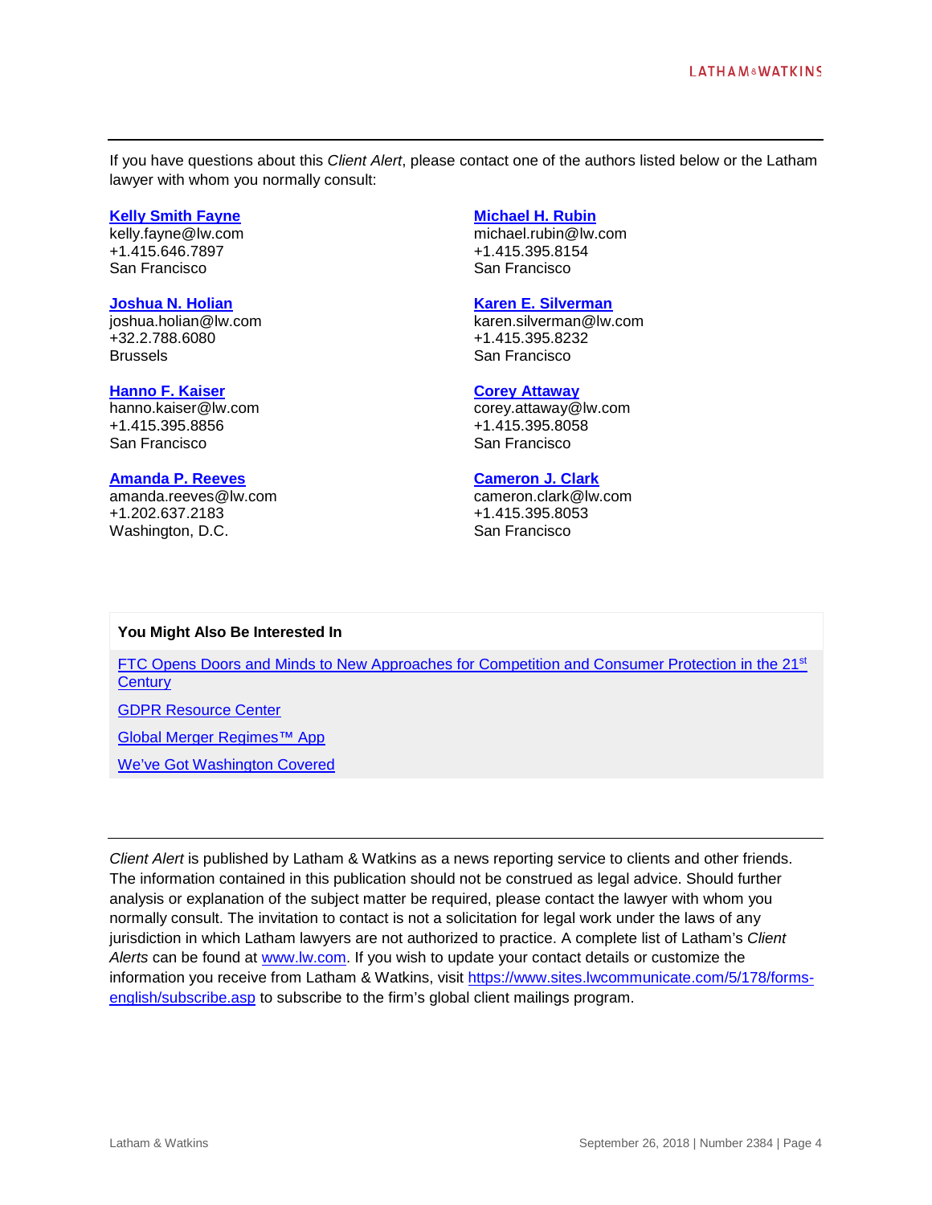If you have questions about this *Client Alert*, please contact one of the authors listed below or the Latham lawyer with whom you normally consult:

**Kelly Smith Fayne**
kelly.fayne@lw.com
+1.415.646.7897
San Francisco

**Joshua N. Holian**
joshua.holian@lw.com
+32.2.788.6080
Brussels

**Hanno F. Kaiser**
hanno.kaiser@lw.com
+1.415.395.8856
San Francisco

**Amanda P. Reeves**
amanda.reeves@lw.com
+1.202.637.2183
Washington, D.C.

**Michael H. Rubin**
michael.rubin@lw.com
+1.415.395.8154
San Francisco

**Karen E. Silverman**
karen.silverman@lw.com
+1.415.395.8232
San Francisco

**Corey Attaway**
corey.attaway@lw.com
+1.415.395.8058
San Francisco

**Cameron J. Clark**
cameron.clark@lw.com
+1.415.395.8053
San Francisco

**You Might Also Be Interested In**

FTC Opens Doors and Minds to New Approaches for Competition and Consumer Protection in the 21st Century

GDPR Resource Center

Global Merger Regimes™ App

We've Got Washington Covered

*Client Alert* is published by Latham & Watkins as a news reporting service to clients and other friends. The information contained in this publication should not be construed as legal advice. Should further analysis or explanation of the subject matter be required, please contact the lawyer with whom you normally consult. The invitation to contact is not a solicitation for legal work under the laws of any jurisdiction in which Latham lawyers are not authorized to practice. A complete list of Latham's *Client Alerts* can be found at www.lw.com. If you wish to update your contact details or customize the information you receive from Latham & Watkins, visit https://www.sites.lwcommunicate.com/5/178/forms-english/subscribe.asp to subscribe to the firm's global client mailings program.